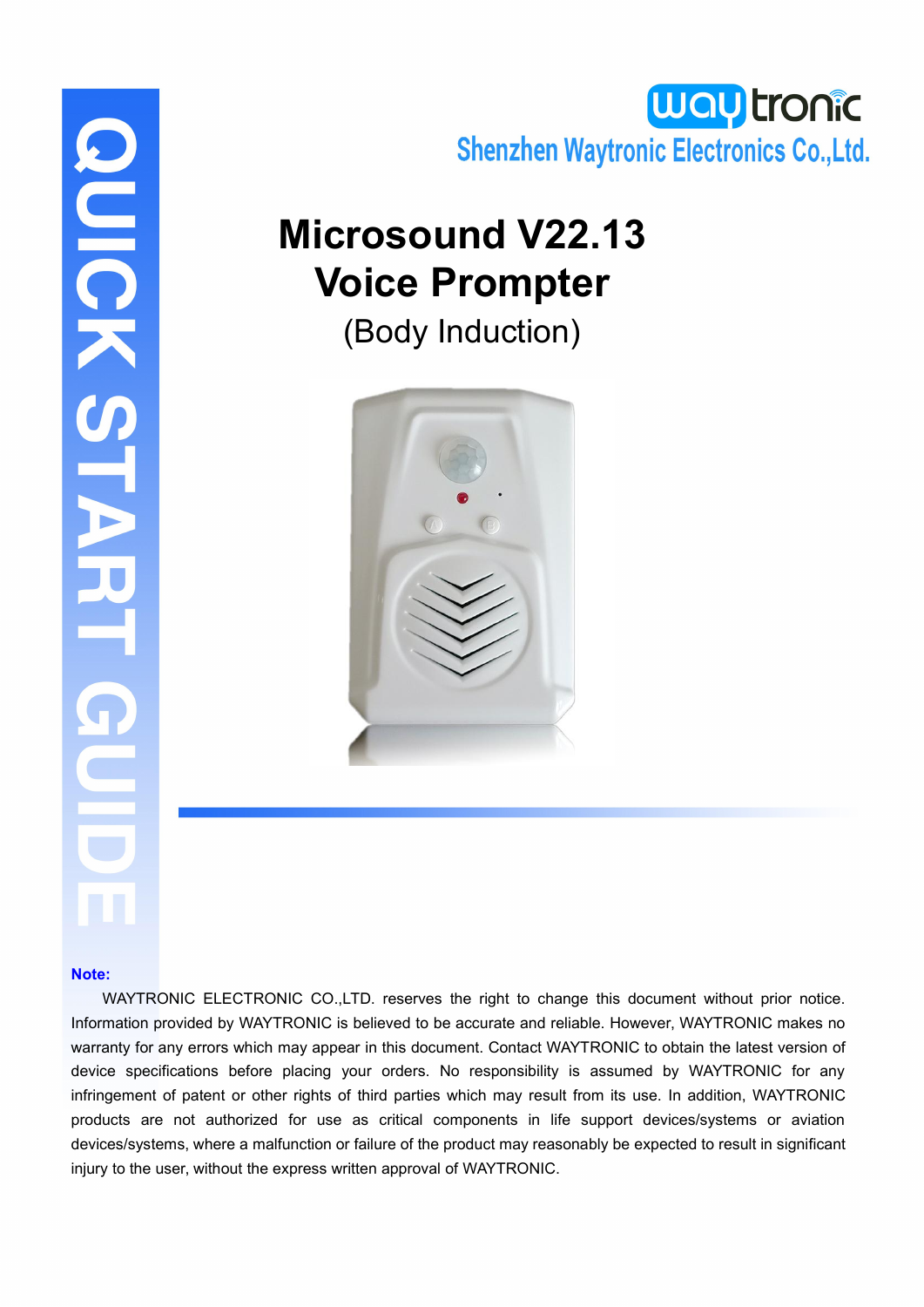QUICK START GUIDE

waytronic

Shenzhen Waytronic Electronics Co.,Ltd.

# Microsound V22.13 Voice Prompter

(Body Induction)

**Note:**

WAYTRONIC ELECTRONIC CO.,LTD. reserves the right to change this document without prior notice. Information provided by WAYTRONIC is believed to be accurate and reliable. However, WAYTRONIC makes no warranty for any errors which may appear in this document. Contact WAYTRONIC to obtain the latest version of device specifications before placing your orders. No responsibility is assumed by WAYTRONIC for any infringement of patent or other rights of third parties which may result from its use. In addition, WAYTRONIC products are not authorized for use as critical components in life support devices/systems or aviation devices/systems, where a malfunction or failure of the product may reasonably be expected to result in significant injury to the user, without the express written approval of WAYTRONIC.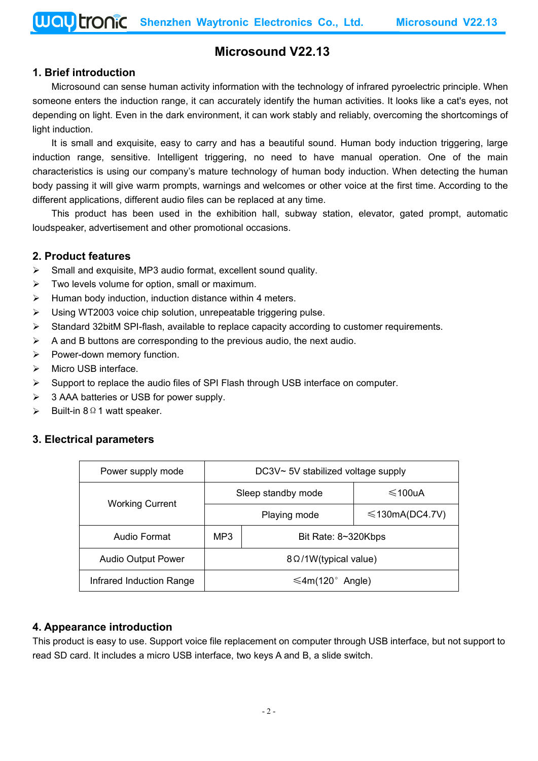# Microsound V22.13

## 1. Brief introduction

Microsound can sense human activity information with the technology of infrared pyroelectric principle. When someone enters the induction range, it can accurately identify the human activities. It looks like a cat's eyes, not depending on light. Even in the dark environment, it can work stably and reliably, overcoming the shortcomings of light induction.

It is small and exquisite, easy to carry and has a beautiful sound. Human body induction triggering, large induction range, sensitive. Intelligent triggering, no need to have manual operation. One of the main characteristics is using our company's mature technology of human body induction. When detecting the human body passing it will give warm prompts, warnings and welcomes or other voice at the first time. According to the different applications, different audio files can be replaced at any time.

This product has been used in the exhibition hall, subway station, elevator, gated prompt, automatic loudspeaker, advertisement and other promotional occasions.

## 2. Product features

- Small and exquisite, MP3 audio format, excellent sound quality.
- Two levels volume for option, small or maximum.
- Human body induction, induction distance within 4 meters.
- Using WT2003 voice chip solution, unrepeatable triggering pulse.
- Standard 32bitM SPI-flash, available to replace capacity according to customer requirements.
- A and B buttons are corresponding to the previous audio, the next audio.
- Power-down memory function.
- Micro USB interface.
- Support to replace the audio files of SPI Flash through USB interface on computer.
- 3 AAA batteries or USB for power supply.
- Built-in 8Ω 1 watt speaker.

## 3. Electrical parameters

| Power supply mode | DC3V~ 5V stabilized voltage supply | |
|---|---|---|
| Working Current | Sleep standby mode | ≤100uA |
| | Playing mode | ≤130mA(DC4.7V) |
| Audio Format | MP3 | Bit Rate: 8~320Kbps |
| Audio Output Power | 8Ω/1W(typical value) | |
| Infrared Induction Range | ≤4m(120° Angle) | |

## 4. Appearance introduction

This product is easy to use. Support voice file replacement on computer through USB interface, but not support to read SD card. It includes a micro USB interface, two keys A and B, a slide switch.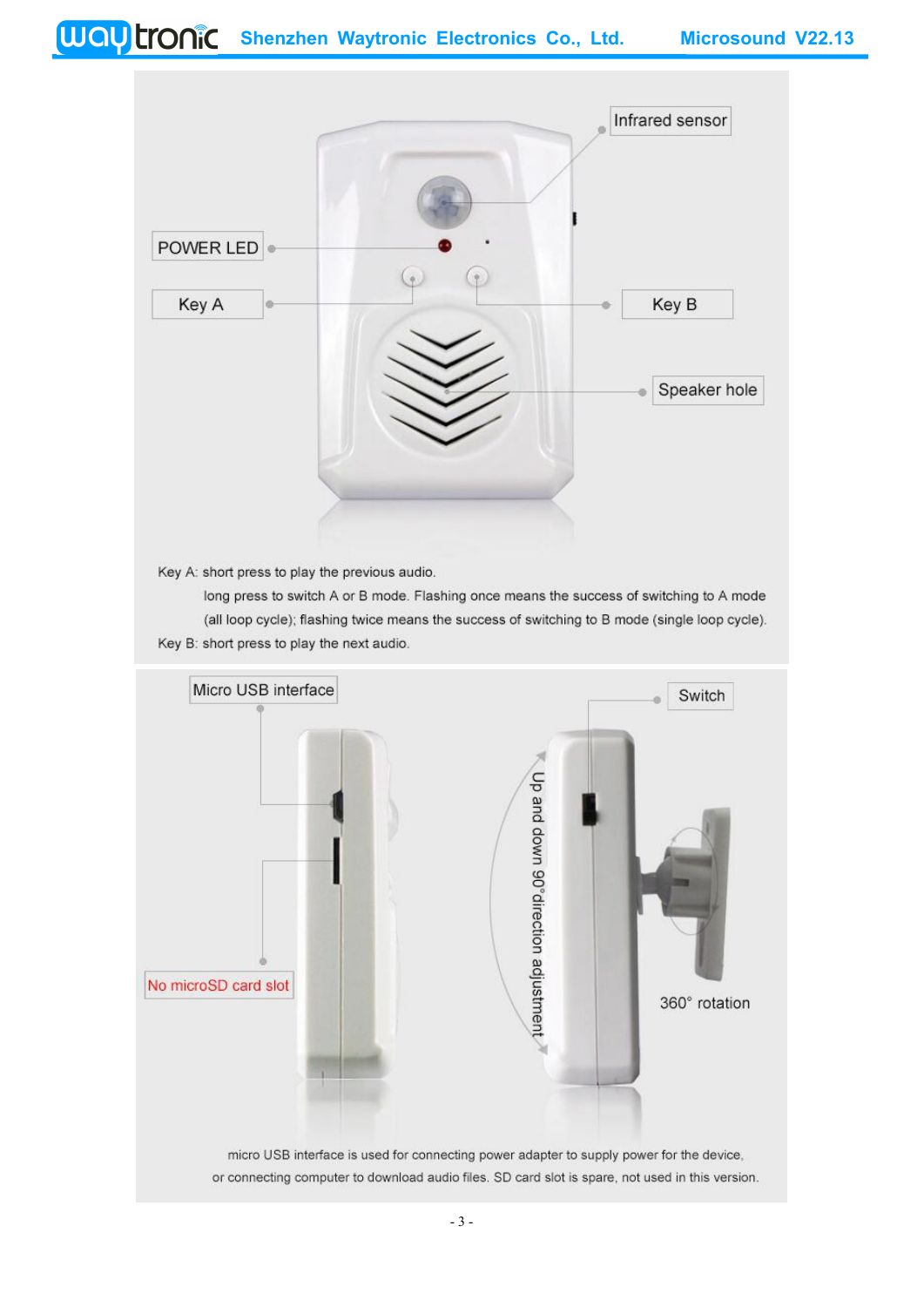Infrared sensor

POWER LED

Key A

Key B

Speaker hole

Key A: short press to play the previous audio.

long press to switch A or B mode. Flashing once means the success of switching to A mode (all loop cycle); flashing twice means the success of switching to B mode (single loop cycle).

Key B: short press to play the next audio.

Micro USB interface

Switch

Up and down 90°direction adjustment

No microSD card slot

360° rotation

micro USB interface is used for connecting power adapter to supply power for the device, or connecting computer to download audio files. SD card slot is spare, not used in this version.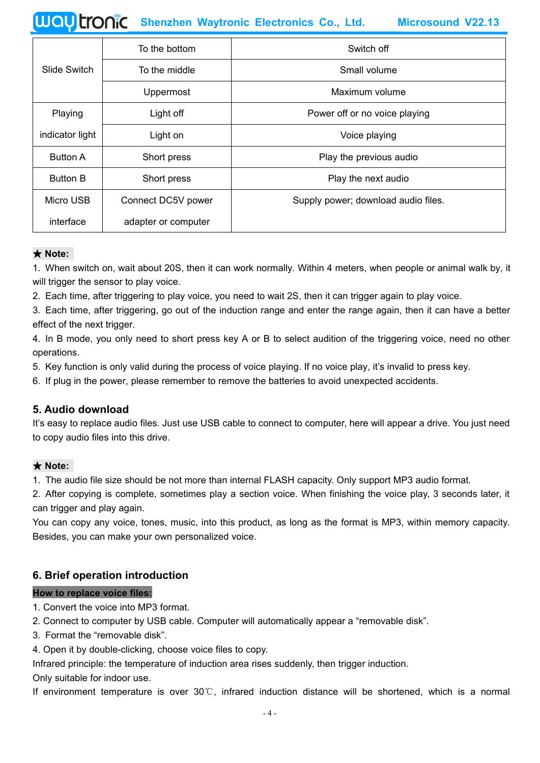| | | |
|---|---|---|
| Slide Switch | To the bottom | Switch off |
| | To the middle | Small volume |
| | Uppermost | Maximum volume |
| Playing indicator light | Light off | Power off or no voice playing |
| | Light on | Voice playing |
| Button A | Short press | Play the previous audio |
| Button B | Short press | Play the next audio |
| Micro USB interface | Connect DC5V power adapter or computer | Supply power; download audio files. |

**★ Note:**

1. When switch on, wait about 20S, then it can work normally. Within 4 meters, when people or animal walk by, it will trigger the sensor to play voice.
2. Each time, after triggering to play voice, you need to wait 2S, then it can trigger again to play voice.
3. Each time, after triggering, go out of the induction range and enter the range again, then it can have a better effect of the next trigger.
4. In B mode, you only need to short press key A or B to select audition of the triggering voice, need no other operations.
5. Key function is only valid during the process of voice playing. If no voice play, it's invalid to press key.
6. If plug in the power, please remember to remove the batteries to avoid unexpected accidents.

## 5. Audio download

It's easy to replace audio files. Just use USB cable to connect to computer, here will appear a drive. You just need to copy audio files into this drive.

**★ Note:**

1. The audio file size should be not more than internal FLASH capacity. Only support MP3 audio format.
2. After copying is complete, sometimes play a section voice. When finishing the voice play, 3 seconds later, it can trigger and play again.

You can copy any voice, tones, music, into this product, as long as the format is MP3, within memory capacity. Besides, you can make your own personalized voice.

## 6. Brief operation introduction

**How to replace voice files:**

1. Convert the voice into MP3 format.
2. Connect to computer by USB cable. Computer will automatically appear a "removable disk".
3. Format the "removable disk".
4. Open it by double-clicking, choose voice files to copy.

Infrared principle: the temperature of induction area rises suddenly, then trigger induction.

Only suitable for indoor use.

If environment temperature is over 30℃, infrared induction distance will be shortened, which is a normal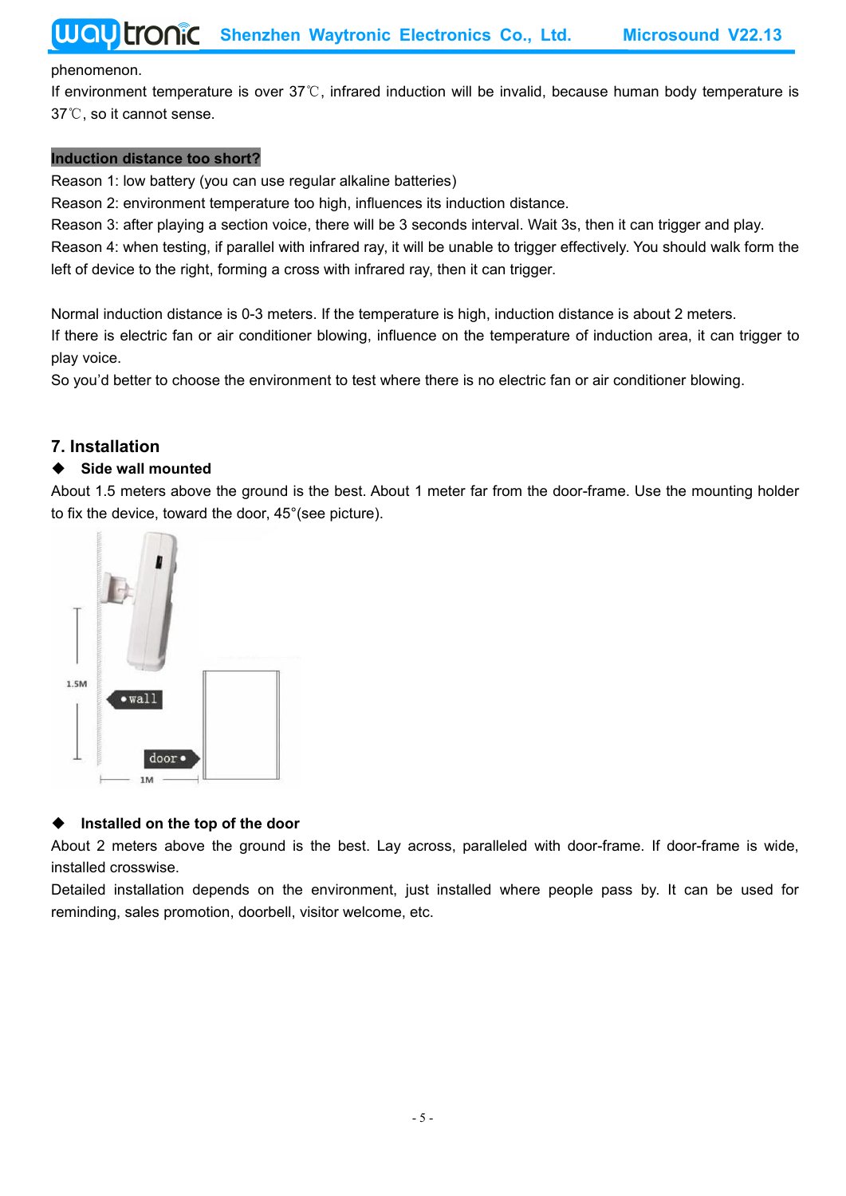phenomenon.

If environment temperature is over 37℃, infrared induction will be invalid, because human body temperature is 37℃, so it cannot sense.

**Induction distance too short?**

Reason 1: low battery (you can use regular alkaline batteries)

Reason 2: environment temperature too high, influences its induction distance.

Reason 3: after playing a section voice, there will be 3 seconds interval. Wait 3s, then it can trigger and play.

Reason 4: when testing, if parallel with infrared ray, it will be unable to trigger effectively. You should walk form the left of device to the right, forming a cross with infrared ray, then it can trigger.

Normal induction distance is 0-3 meters. If the temperature is high, induction distance is about 2 meters.

If there is electric fan or air conditioner blowing, influence on the temperature of induction area, it can trigger to play voice.

So you'd better to choose the environment to test where there is no electric fan or air conditioner blowing.

## 7. Installation

◆ **Side wall mounted**

About 1.5 meters above the ground is the best. About 1 meter far from the door-frame. Use the mounting holder to fix the device, toward the door, 45°(see picture).

◆ **Installed on the top of the door**

About 2 meters above the ground is the best. Lay across, paralleled with door-frame. If door-frame is wide, installed crosswise.

Detailed installation depends on the environment, just installed where people pass by. It can be used for reminding, sales promotion, doorbell, visitor welcome, etc.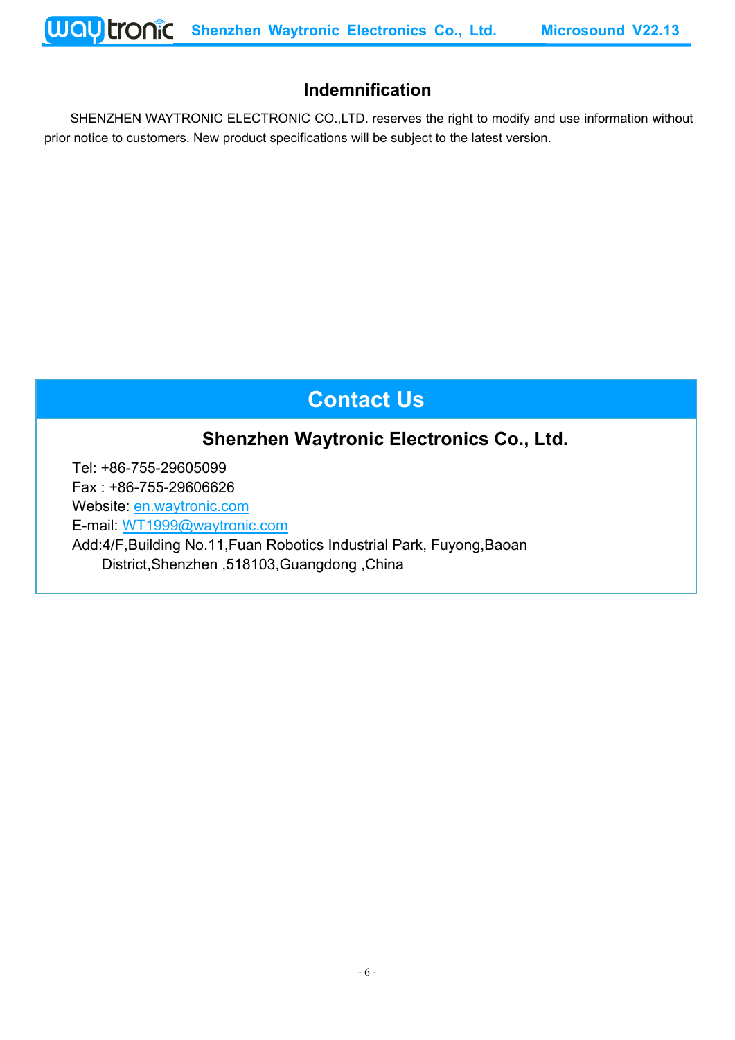## Indemnification

SHENZHEN WAYTRONIC ELECTRONIC CO.,LTD. reserves the right to modify and use information without prior notice to customers. New product specifications will be subject to the latest version.

## Contact Us

### Shenzhen Waytronic Electronics Co., Ltd.

Tel: +86-755-29605099
Fax : +86-755-29606626
Website: en.waytronic.com
E-mail: WT1999@waytronic.com
Add:4/F,Building No.11,Fuan Robotics Industrial Park, Fuyong,Baoan District,Shenzhen ,518103,Guangdong ,China